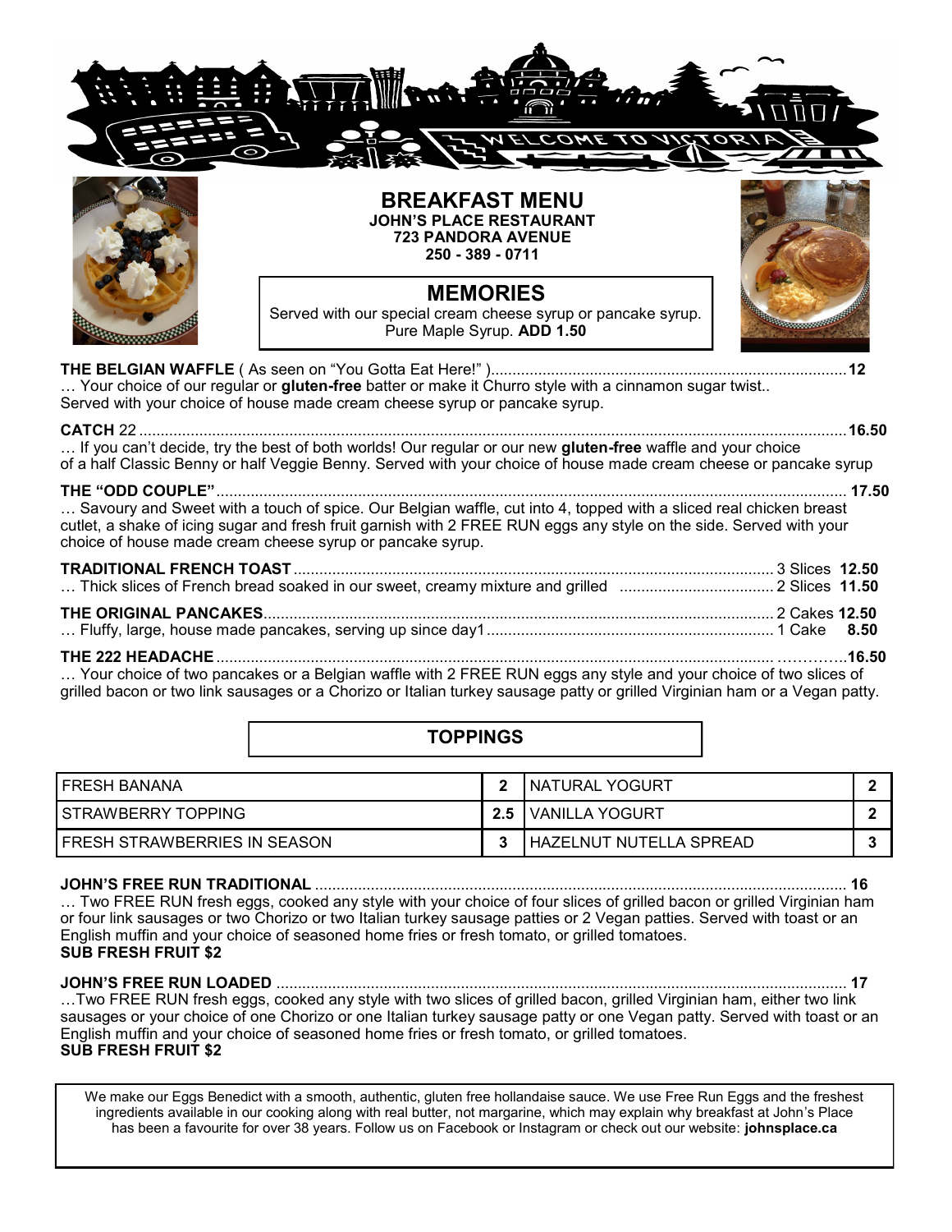# BREAKFAST MENU

**JOHN'S PLACE RESTAURANT**
**723 PANDORA AVENUE**
**250 - 389 - 0711**

## MEMORIES

Served with our special cream cheese syrup or pancake syrup.
Pure Maple Syrup. **ADD 1.50**

**THE BELGIAN WAFFLE** ( As seen on "You Gotta Eat Here!" )........ **12**
… Your choice of our regular or **gluten-free** batter or make it Churro style with a cinnamon sugar twist..
Served with your choice of house made cream cheese syrup or pancake syrup.

**CATCH** 22........ **16.50**
… If you can't decide, try the best of both worlds! Our regular or our new **gluten-free** waffle and your choice of a half Classic Benny or half Veggie Benny. Served with your choice of house made cream cheese or pancake syrup

**THE "ODD COUPLE"**........ **17.50**
… Savoury and Sweet with a touch of spice. Our Belgian waffle, cut into 4, topped with a sliced real chicken breast cutlet, a shake of icing sugar and fresh fruit garnish with 2 FREE RUN eggs any style on the side. Served with your choice of house made cream cheese syrup or pancake syrup.

**TRADITIONAL FRENCH TOAST**........ 3 Slices **12.50**
… Thick slices of French bread soaked in our sweet, creamy mixture and grilled ........ 2 Slices **11.50**

**THE ORIGINAL PANCAKES**........ 2 Cakes **12.50**
… Fluffy, large, house made pancakes, serving up since day1........ 1 Cake **8.50**

**THE 222 HEADACHE**........ **16.50**
… Your choice of two pancakes or a Belgian waffle with 2 FREE RUN eggs any style and your choice of two slices of grilled bacon or two link sausages or a Chorizo or Italian turkey sausage patty or grilled Virginian ham or a Vegan patty.

## TOPPINGS

| | | | |
|---|---|---|---|
| FRESH BANANA | 2 | NATURAL YOGURT | 2 |
| STRAWBERRY TOPPING | 2.5 | VANILLA YOGURT | 2 |
| FRESH STRAWBERRIES IN SEASON | 3 | HAZELNUT NUTELLA SPREAD | 3 |

**JOHN'S FREE RUN TRADITIONAL**........ **16**
… Two FREE RUN fresh eggs, cooked any style with your choice of four slices of grilled bacon or grilled Virginian ham or four link sausages or two Chorizo or two Italian turkey sausage patties or 2 Vegan patties. Served with toast or an English muffin and your choice of seasoned home fries or fresh tomato, or grilled tomatoes.
**SUB FRESH FRUIT $2**

**JOHN'S FREE RUN LOADED**........ **17**
…Two FREE RUN fresh eggs, cooked any style with two slices of grilled bacon, grilled Virginian ham, either two link sausages or your choice of one Chorizo or one Italian turkey sausage patty or one Vegan patty. Served with toast or an English muffin and your choice of seasoned home fries or fresh tomato, or grilled tomatoes.
**SUB FRESH FRUIT $2**

We make our Eggs Benedict with a smooth, authentic, gluten free hollandaise sauce. We use Free Run Eggs and the freshest ingredients available in our cooking along with real butter, not margarine, which may explain why breakfast at John's Place has been a favourite for over 38 years. Follow us on Facebook or Instagram or check out our website: **johnsplace.ca**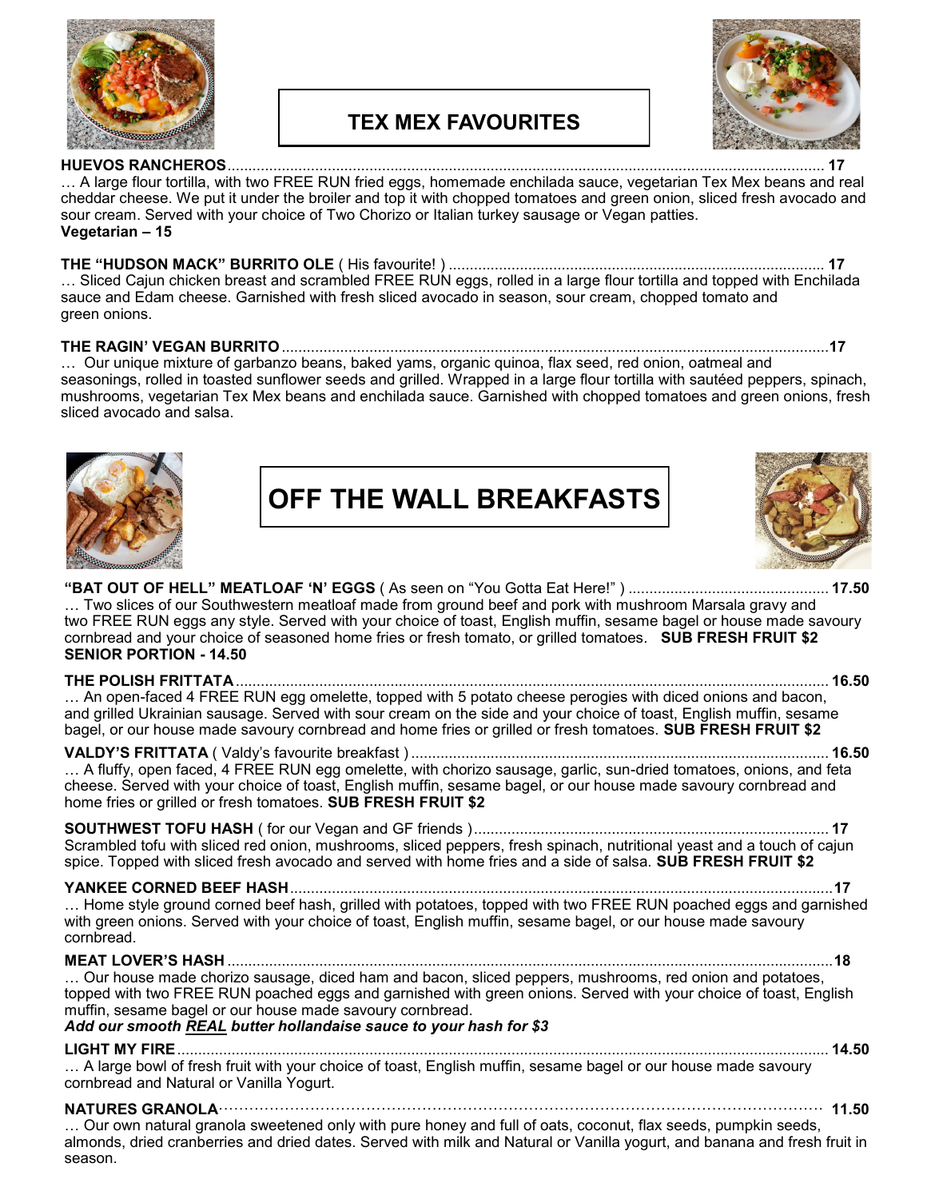## TEX MEX FAVOURITES

**HUEVOS RANCHEROS**.................................................. **17**
… A large flour tortilla, with two FREE RUN fried eggs, homemade enchilada sauce, vegetarian Tex Mex beans and real cheddar cheese. We put it under the broiler and top it with chopped tomatoes and green onion, sliced fresh avocado and sour cream. Served with your choice of Two Chorizo or Italian turkey sausage or Vegan patties.
**Vegetarian – 15**

**THE "HUDSON MACK" BURRITO OLE** ( His favourite! ) .................................................. **17**
… Sliced Cajun chicken breast and scrambled FREE RUN eggs, rolled in a large flour tortilla and topped with Enchilada sauce and Edam cheese. Garnished with fresh sliced avocado in season, sour cream, chopped tomato and green onions.

**THE RAGIN' VEGAN BURRITO**.................................................. **17**
… Our unique mixture of garbanzo beans, baked yams, organic quinoa, flax seed, red onion, oatmeal and seasonings, rolled in toasted sunflower seeds and grilled. Wrapped in a large flour tortilla with sautéed peppers, spinach, mushrooms, vegetarian Tex Mex beans and enchilada sauce. Garnished with chopped tomatoes and green onions, fresh sliced avocado and salsa.

## OFF THE WALL BREAKFASTS

**"BAT OUT OF HELL" MEATLOAF 'N' EGGS** ( As seen on "You Gotta Eat Here!" ) .................................................. **17.50**
… Two slices of our Southwestern meatloaf made from ground beef and pork with mushroom Marsala gravy and two FREE RUN eggs any style. Served with your choice of toast, English muffin, sesame bagel or house made savoury cornbread and your choice of seasoned home fries or fresh tomato, or grilled tomatoes. **SUB FRESH FRUIT $2**
**SENIOR PORTION - 14.50**

**THE POLISH FRITTATA**.................................................. **16.50**
… An open-faced 4 FREE RUN egg omelette, topped with 5 potato cheese perogies with diced onions and bacon, and grilled Ukrainian sausage. Served with sour cream on the side and your choice of toast, English muffin, sesame bagel, or our house made savoury cornbread and home fries or grilled or fresh tomatoes. **SUB FRESH FRUIT $2**

**VALDY'S FRITTATA** ( Valdy's favourite breakfast ) .................................................. **16.50**
… A fluffy, open faced, 4 FREE RUN egg omelette, with chorizo sausage, garlic, sun-dried tomatoes, onions, and feta cheese. Served with your choice of toast, English muffin, sesame bagel, or our house made savoury cornbread and home fries or grilled or fresh tomatoes. **SUB FRESH FRUIT $2**

**SOUTHWEST TOFU HASH** ( for our Vegan and GF friends ).................................................. **17**
Scrambled tofu with sliced red onion, mushrooms, sliced peppers, fresh spinach, nutritional yeast and a touch of cajun spice. Topped with sliced fresh avocado and served with home fries and a side of salsa. **SUB FRESH FRUIT $2**

**YANKEE CORNED BEEF HASH**.................................................. **17**
… Home style ground corned beef hash, grilled with potatoes, topped with two FREE RUN poached eggs and garnished with green onions. Served with your choice of toast, English muffin, sesame bagel, or our house made savoury cornbread.

**MEAT LOVER'S HASH** .................................................. **18**
… Our house made chorizo sausage, diced ham and bacon, sliced peppers, mushrooms, red onion and potatoes, topped with two FREE RUN poached eggs and garnished with green onions. Served with your choice of toast, English muffin, sesame bagel or our house made savoury cornbread.
***Add our smooth REAL butter hollandaise sauce to your hash for $3***

**LIGHT MY FIRE**.................................................. **14.50**
… A large bowl of fresh fruit with your choice of toast, English muffin, sesame bagel or our house made savoury cornbread and Natural or Vanilla Yogurt.

**NATURES GRANOLA**.................................................. **11.50**
… Our own natural granola sweetened only with pure honey and full of oats, coconut, flax seeds, pumpkin seeds, almonds, dried cranberries and dried dates. Served with milk and Natural or Vanilla yogurt, and banana and fresh fruit in season.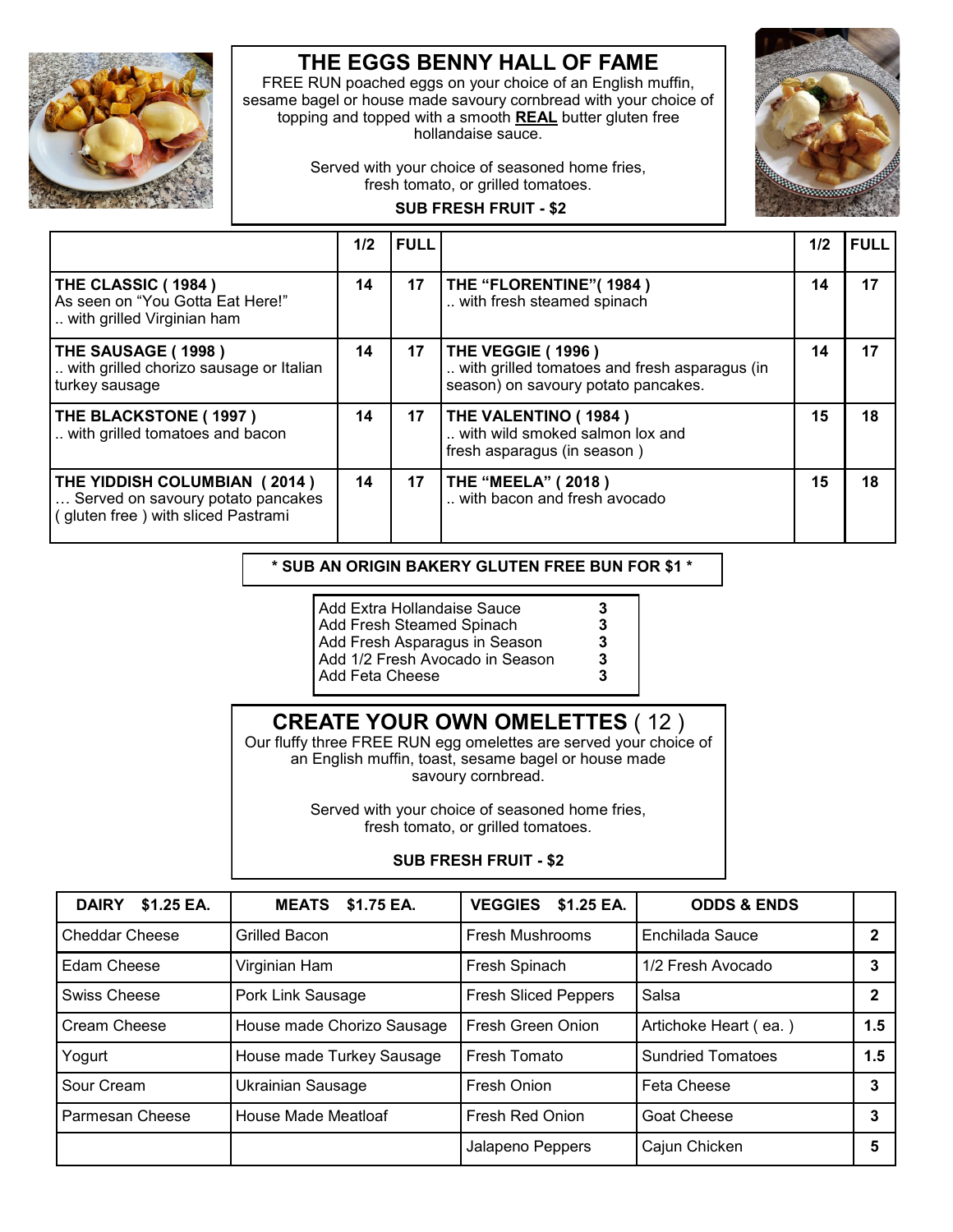# THE EGGS BENNY HALL OF FAME

FREE RUN poached eggs on your choice of an English muffin, sesame bagel or house made savoury cornbread with your choice of topping and topped with a smooth **REAL** butter gluten free hollandaise sauce.

Served with your choice of seasoned home fries, fresh tomato, or grilled tomatoes.

**SUB FRESH FRUIT - $2**

| | 1/2 | FULL | | 1/2 | FULL |
|---|---|---|---|---|---|
| **THE CLASSIC ( 1984 )** As seen on "You Gotta Eat Here!" .. with grilled Virginian ham | 14 | 17 | **THE "FLORENTINE"( 1984 )** .. with fresh steamed spinach | 14 | 17 |
| **THE SAUSAGE ( 1998 )** .. with grilled chorizo sausage or Italian turkey sausage | 14 | 17 | **THE VEGGIE ( 1996 )** .. with grilled tomatoes and fresh asparagus (in season) on savoury potato pancakes. | 14 | 17 |
| **THE BLACKSTONE ( 1997 )** .. with grilled tomatoes and bacon | 14 | 17 | **THE VALENTINO ( 1984 )** .. with wild smoked salmon lox and fresh asparagus (in season ) | 15 | 18 |
| **THE YIDDISH COLUMBIAN ( 2014 )** … Served on savoury potato pancakes ( gluten free ) with sliced Pastrami | 14 | 17 | **THE "MEELA" ( 2018 )** .. with bacon and fresh avocado | 15 | 18 |

**\* SUB AN ORIGIN BAKERY GLUTEN FREE BUN FOR $1 \***

| | |
|---|---|
| Add Extra Hollandaise Sauce | **3** |
| Add Fresh Steamed Spinach | **3** |
| Add Fresh Asparagus in Season | **3** |
| Add 1/2 Fresh Avocado in Season | **3** |
| Add Feta Cheese | **3** |

# CREATE YOUR OWN OMELETTES ( 12 )

Our fluffy three FREE RUN egg omelettes are served your choice of an English muffin, toast, sesame bagel or house made savoury cornbread.

Served with your choice of seasoned home fries, fresh tomato, or grilled tomatoes.

**SUB FRESH FRUIT - $2**

| DAIRY $1.25 EA. | MEATS $1.75 EA. | VEGGIES $1.25 EA. | ODDS & ENDS | |
|---|---|---|---|---|
| Cheddar Cheese | Grilled Bacon | Fresh Mushrooms | Enchilada Sauce | **2** |
| Edam Cheese | Virginian Ham | Fresh Spinach | 1/2 Fresh Avocado | **3** |
| Swiss Cheese | Pork Link Sausage | Fresh Sliced Peppers | Salsa | **2** |
| Cream Cheese | House made Chorizo Sausage | Fresh Green Onion | Artichoke Heart ( ea. ) | **1.5** |
| Yogurt | House made Turkey Sausage | Fresh Tomato | Sundried Tomatoes | **1.5** |
| Sour Cream | Ukrainian Sausage | Fresh Onion | Feta Cheese | **3** |
| Parmesan Cheese | House Made Meatloaf | Fresh Red Onion | Goat Cheese | **3** |
| | | Jalapeno Peppers | Cajun Chicken | **5** |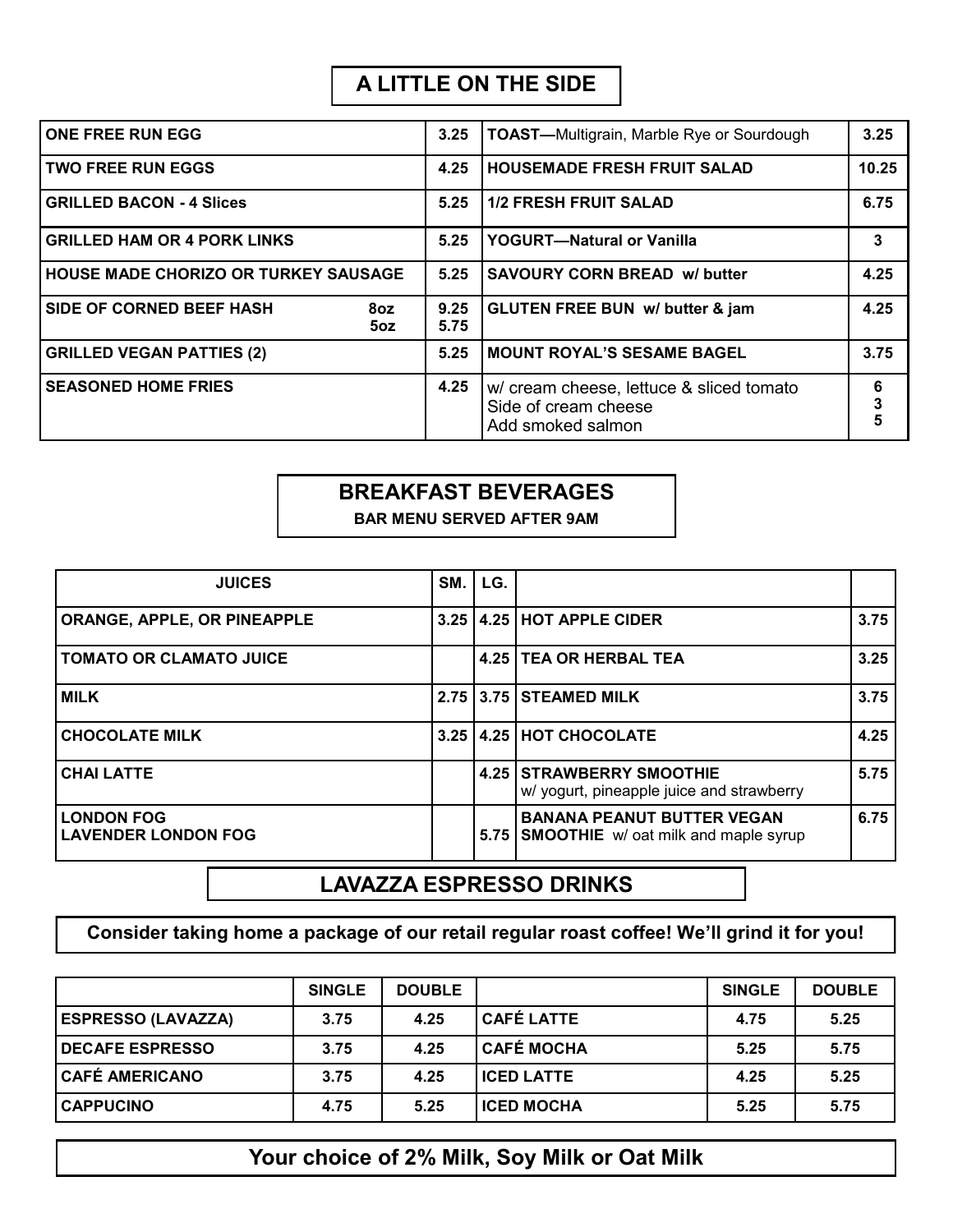# A LITTLE ON THE SIDE

| | | | |
|---|---|---|---|
| **ONE FREE RUN EGG** | 3.25 | **TOAST**—Multigrain, Marble Rye or Sourdough | 3.25 |
| **TWO FREE RUN EGGS** | 4.25 | **HOUSEMADE FRESH FRUIT SALAD** | 10.25 |
| **GRILLED BACON - 4 Slices** | 5.25 | **1/2 FRESH FRUIT SALAD** | 6.75 |
| **GRILLED HAM OR 4 PORK LINKS** | 5.25 | **YOGURT—Natural or Vanilla** | 3 |
| **HOUSE MADE CHORIZO OR TURKEY SAUSAGE** | 5.25 | **SAVOURY CORN BREAD w/ butter** | 4.25 |
| **SIDE OF CORNED BEEF HASH** 8oz / 5oz | 9.25 / 5.75 | **GLUTEN FREE BUN w/ butter & jam** | 4.25 |
| **GRILLED VEGAN PATTIES (2)** | 5.25 | **MOUNT ROYAL'S SESAME BAGEL** | 3.75 |
| **SEASONED HOME FRIES** | 4.25 | w/ cream cheese, lettuce & sliced tomato<br>Side of cream cheese<br>Add smoked salmon | 6<br>3<br>5 |

## BREAKFAST BEVERAGES

**BAR MENU SERVED AFTER 9AM**

| JUICES | SM. | LG. | | |
|---|---|---|---|---|
| **ORANGE, APPLE, OR PINEAPPLE** | 3.25 | 4.25 | **HOT APPLE CIDER** | 3.75 |
| **TOMATO OR CLAMATO JUICE** | | 4.25 | **TEA OR HERBAL TEA** | 3.25 |
| **MILK** | 2.75 | 3.75 | **STEAMED MILK** | 3.75 |
| **CHOCOLATE MILK** | 3.25 | 4.25 | **HOT CHOCOLATE** | 4.25 |
| **CHAI LATTE** | | 4.25 | **STRAWBERRY SMOOTHIE** w/ yogurt, pineapple juice and strawberry | 5.75 |
| **LONDON FOG**<br>**LAVENDER LONDON FOG** | | 5.75 | **BANANA PEANUT BUTTER VEGAN SMOOTHIE** w/ oat milk and maple syrup | 6.75 |

## LAVAZZA ESPRESSO DRINKS

**Consider taking home a package of our retail regular roast coffee! We'll grind it for you!**

| | SINGLE | DOUBLE | | SINGLE | DOUBLE |
|---|---|---|---|---|---|
| **ESPRESSO (LAVAZZA)** | 3.75 | 4.25 | **CAFÉ LATTE** | 4.75 | 5.25 |
| **DECAFE ESPRESSO** | 3.75 | 4.25 | **CAFÉ MOCHA** | 5.25 | 5.75 |
| **CAFÉ AMERICANO** | 3.75 | 4.25 | **ICED LATTE** | 4.25 | 5.25 |
| **CAPPUCINO** | 4.75 | 5.25 | **ICED MOCHA** | 5.25 | 5.75 |

**Your choice of 2% Milk, Soy Milk or Oat Milk**